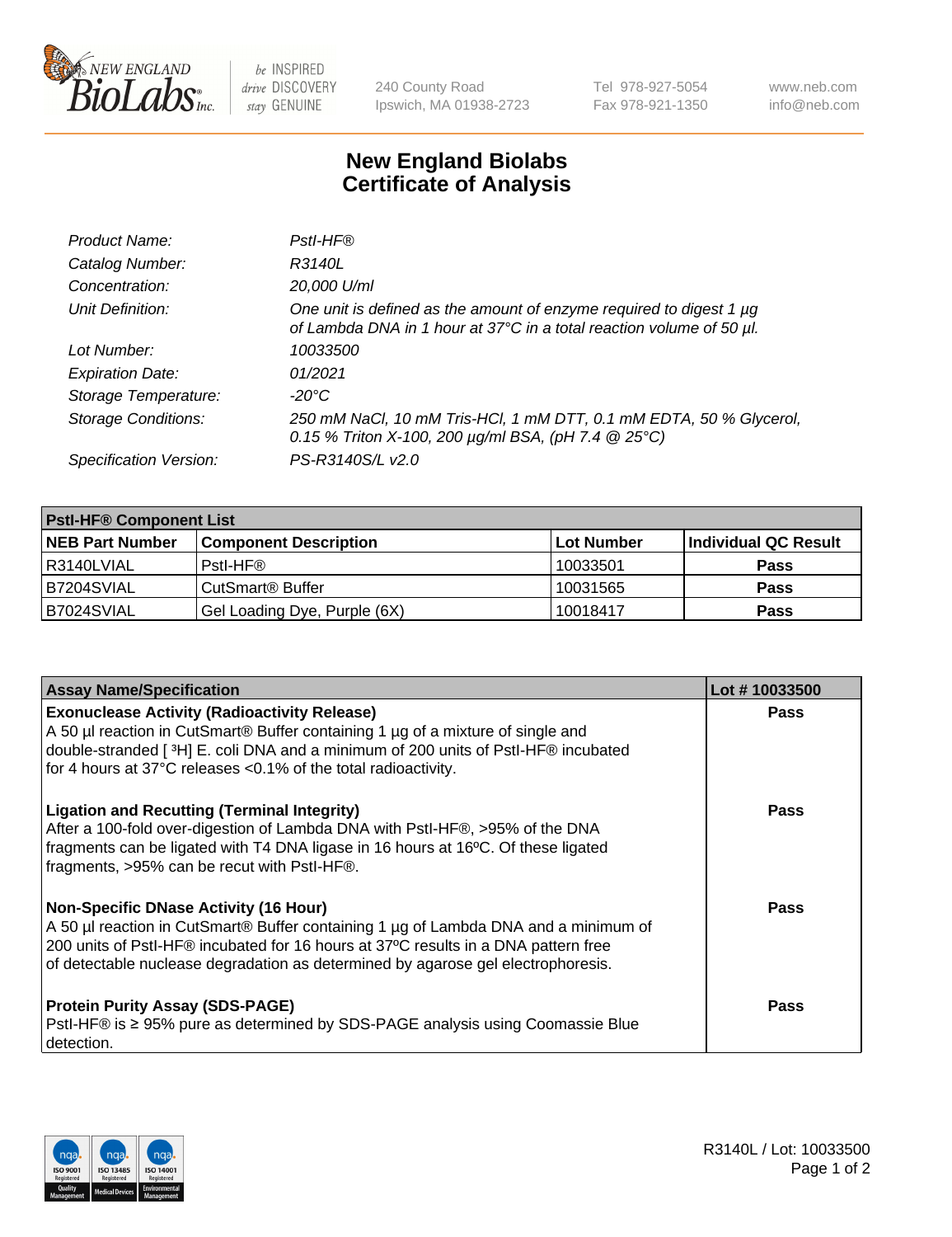# New England Biolabs
# Certificate of Analysis

| | |
|---|---|
| *Product Name:* | *PstI-HF®* |
| *Catalog Number:* | *R3140L* |
| *Concentration:* | *20,000 U/ml* |
| *Unit Definition:* | *One unit is defined as the amount of enzyme required to digest 1 µg of Lambda DNA in 1 hour at 37°C in a total reaction volume of 50 µl.* |
| *Lot Number:* | *10033500* |
| *Expiration Date:* | *01/2021* |
| *Storage Temperature:* | *-20°C* |
| *Storage Conditions:* | *250 mM NaCl, 10 mM Tris-HCl, 1 mM DTT, 0.1 mM EDTA, 50 % Glycerol, 0.15 % Triton X-100, 200 µg/ml BSA, (pH 7.4 @ 25°C)* |
| *Specification Version:* | *PS-R3140S/L v2.0* |

| **PstI-HF® Component List** | | | |
|---|---|---|---|
| **NEB Part Number** | **Component Description** | **Lot Number** | **Individual QC Result** |
| R3140LVIAL | PstI-HF® | 10033501 | **Pass** |
| B7204SVIAL | CutSmart® Buffer | 10031565 | **Pass** |
| B7024SVIAL | Gel Loading Dye, Purple (6X) | 10018417 | **Pass** |

| **Assay Name/Specification** | **Lot # 10033500** |
|---|---|
| **Exonuclease Activity (Radioactivity Release)** A 50 µl reaction in CutSmart® Buffer containing 1 µg of a mixture of single and double-stranded [ $^{3}$H] E. coli DNA and a minimum of 200 units of PstI-HF® incubated for 4 hours at 37°C releases <0.1% of the total radioactivity. | **Pass** |
| **Ligation and Recutting (Terminal Integrity)** After a 100-fold over-digestion of Lambda DNA with PstI-HF®, >95% of the DNA fragments can be ligated with T4 DNA ligase in 16 hours at 16ºC. Of these ligated fragments, >95% can be recut with PstI-HF®. | **Pass** |
| **Non-Specific DNase Activity (16 Hour)** A 50 µl reaction in CutSmart® Buffer containing 1 µg of Lambda DNA and a minimum of 200 units of PstI-HF® incubated for 16 hours at 37ºC results in a DNA pattern free of detectable nuclease degradation as determined by agarose gel electrophoresis. | **Pass** |
| **Protein Purity Assay (SDS-PAGE)** PstI-HF® is ≥ 95% pure as determined by SDS-PAGE analysis using Coomassie Blue detection. | **Pass** |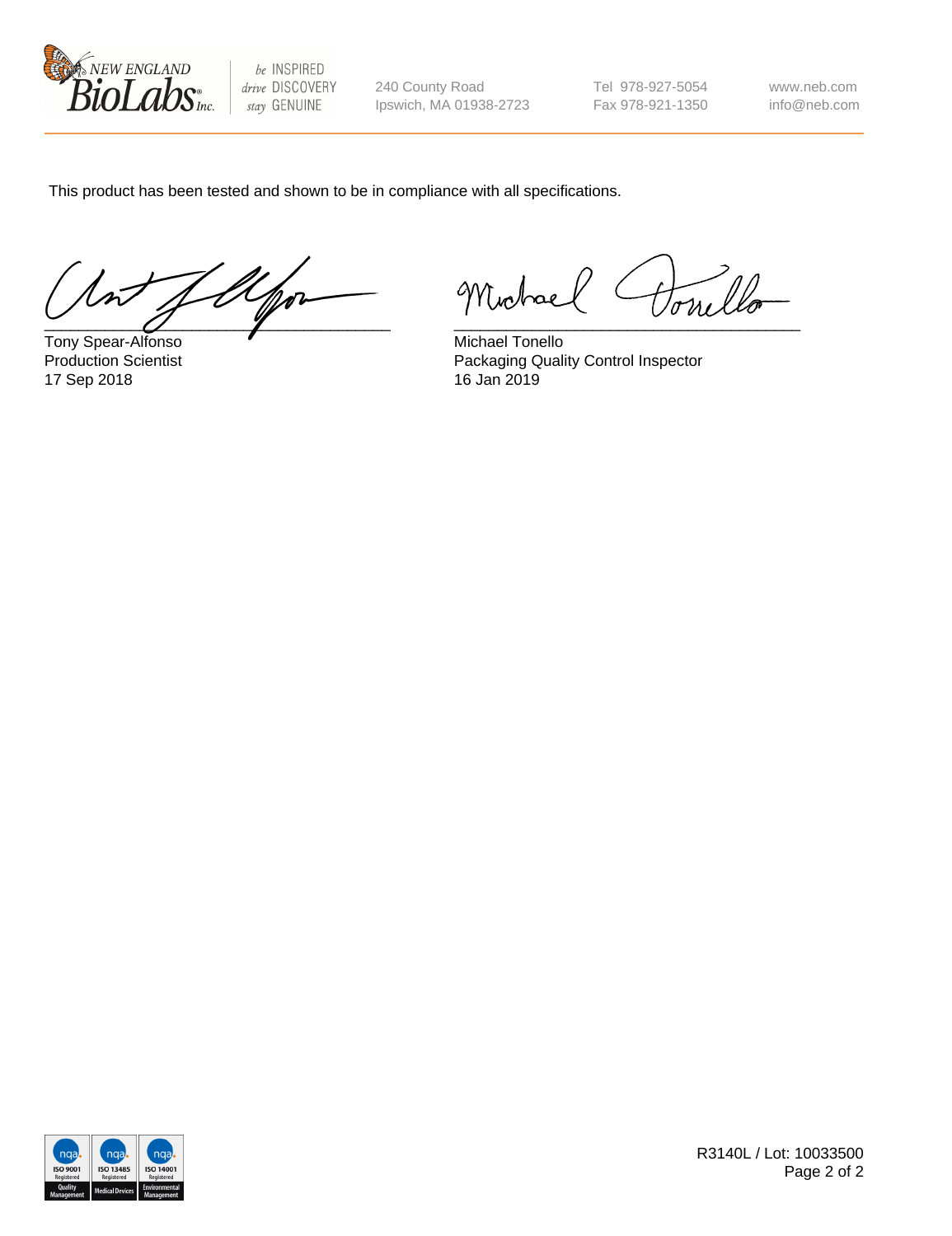This product has been tested and shown to be in compliance with all specifications.

Tony Spear-Alfonso
Production Scientist
17 Sep 2018

Michael Tonello
Packaging Quality Control Inspector
16 Jan 2019

R3140L / Lot: 10033500